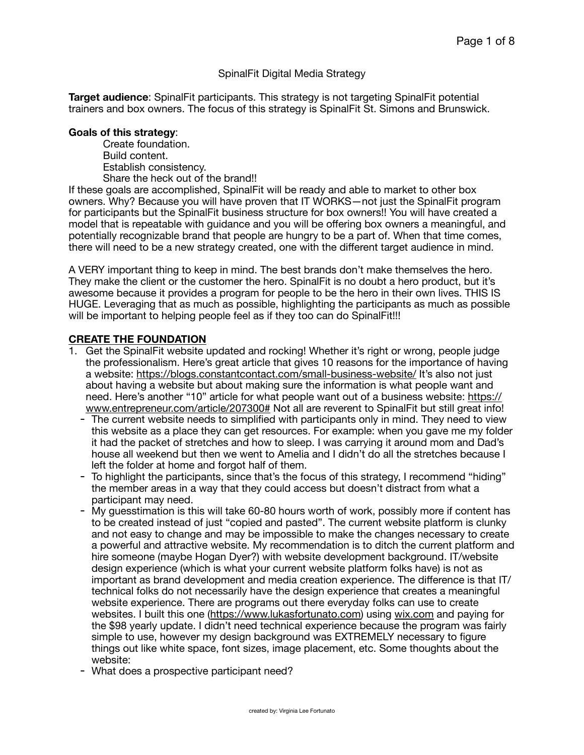SpinalFit Digital Media Strategy

**Target audience**: SpinalFit participants. This strategy is not targeting SpinalFit potential trainers and box owners. The focus of this strategy is SpinalFit St. Simons and Brunswick.

**Goals of this strategy**:

Create foundation.
Build content.
Establish consistency.
Share the heck out of the brand!!

If these goals are accomplished, SpinalFit will be ready and able to market to other box owners. Why? Because you will have proven that IT WORKS—not just the SpinalFit program for participants but the SpinalFit business structure for box owners!! You will have created a model that is repeatable with guidance and you will be offering box owners a meaningful, and potentially recognizable brand that people are hungry to be a part of. When that time comes, there will need to be a new strategy created, one with the different target audience in mind.

A VERY important thing to keep in mind. The best brands don't make themselves the hero. They make the client or the customer the hero. SpinalFit is no doubt a hero product, but it's awesome because it provides a program for people to be the hero in their own lives. THIS IS HUGE. Leveraging that as much as possible, highlighting the participants as much as possible will be important to helping people feel as if they too can do SpinalFit!!!

## CREATE THE FOUNDATION

1. Get the SpinalFit website updated and rocking! Whether it's right or wrong, people judge the professionalism. Here's great article that gives 10 reasons for the importance of having a website: https://blogs.constantcontact.com/small-business-website/ It's also not just about having a website but about making sure the information is what people want and need. Here's another "10" article for what people want out of a business website: https://www.entrepreneur.com/article/207300# Not all are reverent to SpinalFit but still great info!
   - The current website needs to simplified with participants only in mind. They need to view this website as a place they can get resources. For example: when you gave me my folder it had the packet of stretches and how to sleep. I was carrying it around mom and Dad's house all weekend but then we went to Amelia and I didn't do all the stretches because I left the folder at home and forgot half of them.
   - To highlight the participants, since that's the focus of this strategy, I recommend "hiding" the member areas in a way that they could access but doesn't distract from what a participant may need.
   - My guesstimation is this will take 60-80 hours worth of work, possibly more if content has to be created instead of just "copied and pasted". The current website platform is clunky and not easy to change and may be impossible to make the changes necessary to create a powerful and attractive website. My recommendation is to ditch the current platform and hire someone (maybe Hogan Dyer?) with website development background. IT/website design experience (which is what your current website platform folks have) is not as important as brand development and media creation experience. The difference is that IT/technical folks do not necessarily have the design experience that creates a meaningful website experience. There are programs out there everyday folks can use to create websites. I built this one (https://www.lukasfortunato.com) using wix.com and paying for the $98 yearly update. I didn't need technical experience because the program was fairly simple to use, however my design background was EXTREMELY necessary to figure things out like white space, font sizes, image placement, etc. Some thoughts about the website:
   - What does a prospective participant need?

created by: Virginia Lee Fortunato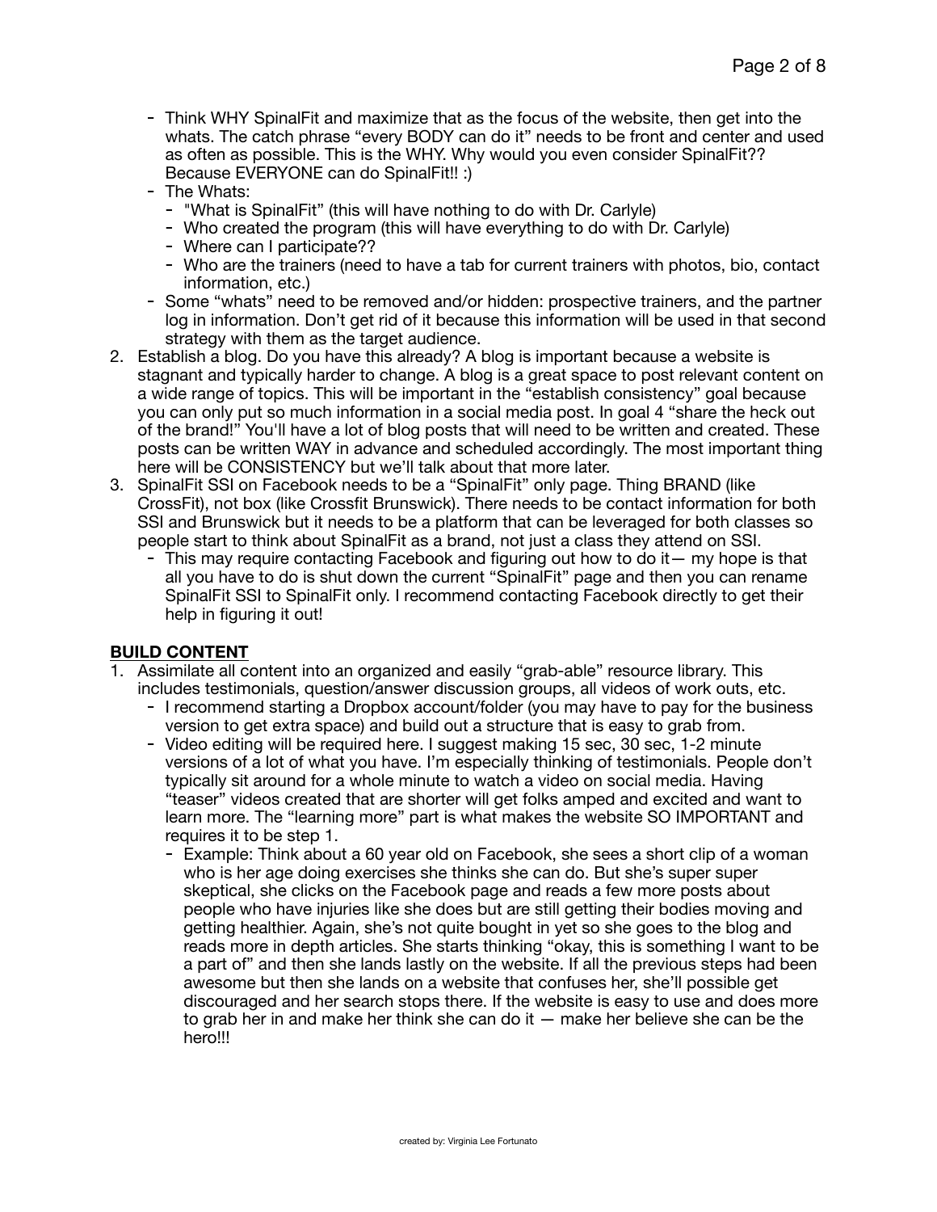- Think WHY SpinalFit and maximize that as the focus of the website, then get into the whats. The catch phrase "every BODY can do it" needs to be front and center and used as often as possible. This is the WHY. Why would you even consider SpinalFit?? Because EVERYONE can do SpinalFit!! :)
- The Whats:
  - "What is SpinalFit" (this will have nothing to do with Dr. Carlyle)
  - Who created the program (this will have everything to do with Dr. Carlyle)
  - Where can I participate??
  - Who are the trainers (need to have a tab for current trainers with photos, bio, contact information, etc.)
- Some "whats" need to be removed and/or hidden: prospective trainers, and the partner log in information. Don't get rid of it because this information will be used in that second strategy with them as the target audience.

2. Establish a blog. Do you have this already? A blog is important because a website is stagnant and typically harder to change. A blog is a great space to post relevant content on a wide range of topics. This will be important in the "establish consistency" goal because you can only put so much information in a social media post. In goal 4 "share the heck out of the brand!" You'll have a lot of blog posts that will need to be written and created. These posts can be written WAY in advance and scheduled accordingly. The most important thing here will be CONSISTENCY but we'll talk about that more later.
3. SpinalFit SSI on Facebook needs to be a "SpinalFit" only page. Thing BRAND (like CrossFit), not box (like Crossfit Brunswick). There needs to be contact information for both SSI and Brunswick but it needs to be a platform that can be leveraged for both classes so people start to think about SpinalFit as a brand, not just a class they attend on SSI.
   - This may require contacting Facebook and figuring out how to do it— my hope is that all you have to do is shut down the current "SpinalFit" page and then you can rename SpinalFit SSI to SpinalFit only. I recommend contacting Facebook directly to get their help in figuring it out!

**BUILD CONTENT**

1. Assimilate all content into an organized and easily "grab-able" resource library. This includes testimonials, question/answer discussion groups, all videos of work outs, etc.
   - I recommend starting a Dropbox account/folder (you may have to pay for the business version to get extra space) and build out a structure that is easy to grab from.
   - Video editing will be required here. I suggest making 15 sec, 30 sec, 1-2 minute versions of a lot of what you have. I'm especially thinking of testimonials. People don't typically sit around for a whole minute to watch a video on social media. Having "teaser" videos created that are shorter will get folks amped and excited and want to learn more. The "learning more" part is what makes the website SO IMPORTANT and requires it to be step 1.
     - Example: Think about a 60 year old on Facebook, she sees a short clip of a woman who is her age doing exercises she thinks she can do. But she's super super skeptical, she clicks on the Facebook page and reads a few more posts about people who have injuries like she does but are still getting their bodies moving and getting healthier. Again, she's not quite bought in yet so she goes to the blog and reads more in depth articles. She starts thinking "okay, this is something I want to be a part of" and then she lands lastly on the website. If all the previous steps had been awesome but then she lands on a website that confuses her, she'll possible get discouraged and her search stops there. If the website is easy to use and does more to grab her in and make her think she can do it — make her believe she can be the hero!!!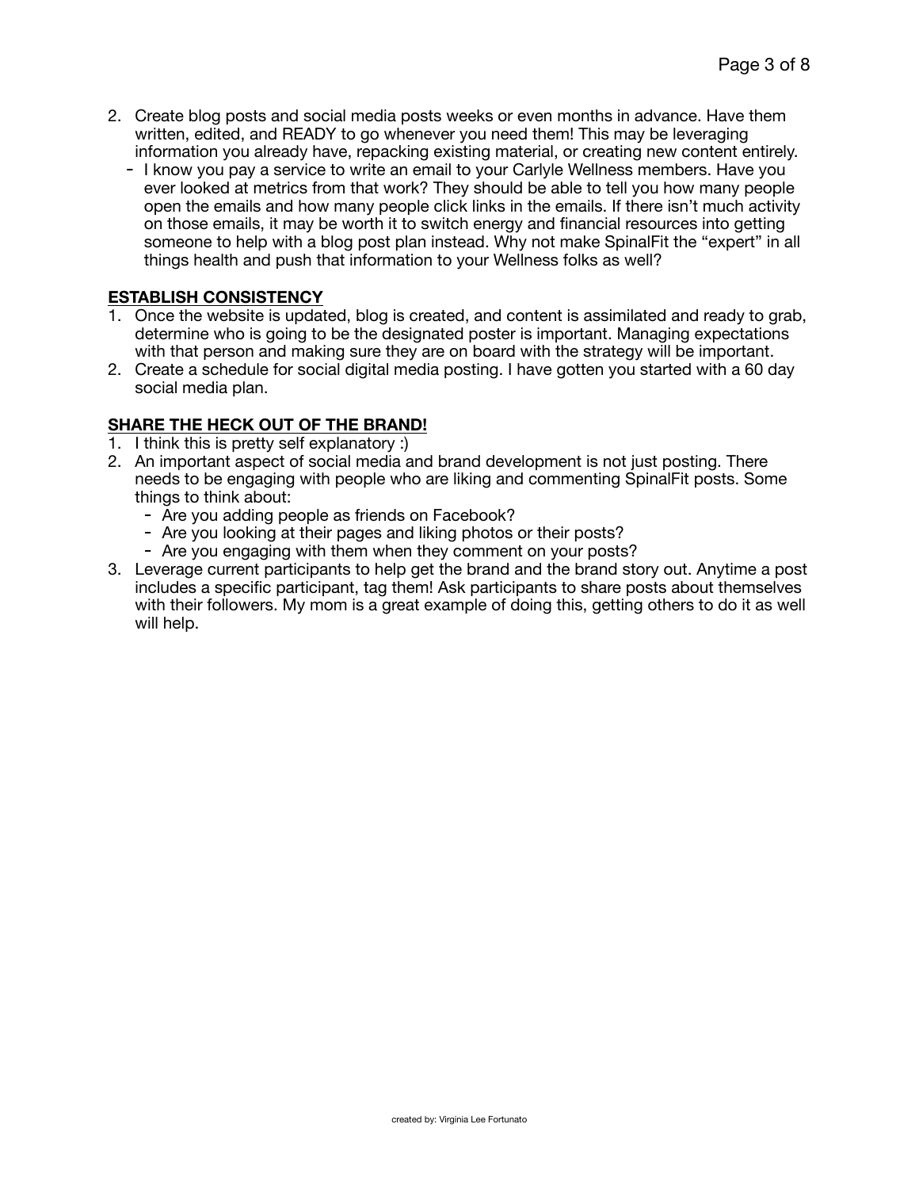2. Create blog posts and social media posts weeks or even months in advance. Have them written, edited, and READY to go whenever you need them! This may be leveraging information you already have, repacking existing material, or creating new content entirely.
   - I know you pay a service to write an email to your Carlyle Wellness members. Have you ever looked at metrics from that work? They should be able to tell you how many people open the emails and how many people click links in the emails. If there isn't much activity on those emails, it may be worth it to switch energy and financial resources into getting someone to help with a blog post plan instead. Why not make SpinalFit the "expert" in all things health and push that information to your Wellness folks as well?

**ESTABLISH CONSISTENCY**

1. Once the website is updated, blog is created, and content is assimilated and ready to grab, determine who is going to be the designated poster is important. Managing expectations with that person and making sure they are on board with the strategy will be important.
2. Create a schedule for social digital media posting. I have gotten you started with a 60 day social media plan.

**SHARE THE HECK OUT OF THE BRAND!**

1. I think this is pretty self explanatory :)
2. An important aspect of social media and brand development is not just posting. There needs to be engaging with people who are liking and commenting SpinalFit posts. Some things to think about:
   - Are you adding people as friends on Facebook?
   - Are you looking at their pages and liking photos or their posts?
   - Are you engaging with them when they comment on your posts?
3. Leverage current participants to help get the brand and the brand story out. Anytime a post includes a specific participant, tag them! Ask participants to share posts about themselves with their followers. My mom is a great example of doing this, getting others to do it as well will help.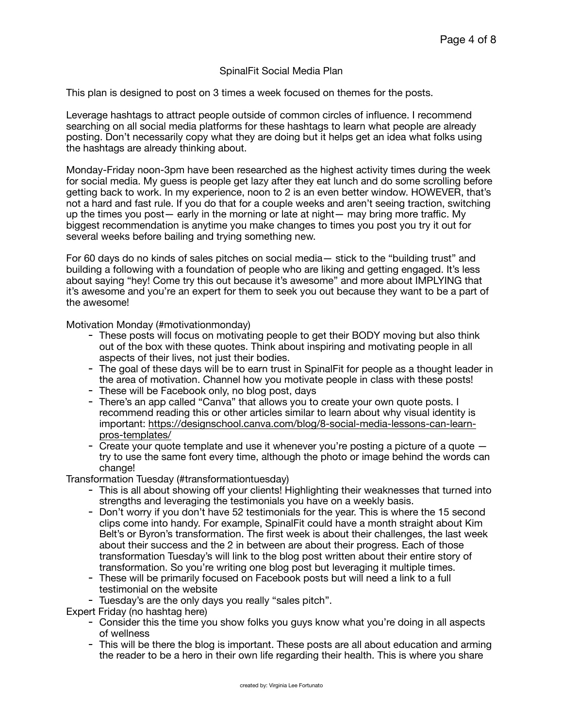SpinalFit Social Media Plan

This plan is designed to post on 3 times a week focused on themes for the posts.

Leverage hashtags to attract people outside of common circles of influence. I recommend searching on all social media platforms for these hashtags to learn what people are already posting. Don't necessarily copy what they are doing but it helps get an idea what folks using the hashtags are already thinking about.

Monday-Friday noon-3pm have been researched as the highest activity times during the week for social media. My guess is people get lazy after they eat lunch and do some scrolling before getting back to work. In my experience, noon to 2 is an even better window. HOWEVER, that's not a hard and fast rule. If you do that for a couple weeks and aren't seeing traction, switching up the times you post— early in the morning or late at night— may bring more traffic. My biggest recommendation is anytime you make changes to times you post you try it out for several weeks before bailing and trying something new.

For 60 days do no kinds of sales pitches on social media— stick to the "building trust" and building a following with a foundation of people who are liking and getting engaged. It's less about saying "hey! Come try this out because it's awesome" and more about IMPLYING that it's awesome and you're an expert for them to seek you out because they want to be a part of the awesome!

Motivation Monday (#motivationmonday)

- These posts will focus on motivating people to get their BODY moving but also think out of the box with these quotes. Think about inspiring and motivating people in all aspects of their lives, not just their bodies.
- The goal of these days will be to earn trust in SpinalFit for people as a thought leader in the area of motivation. Channel how you motivate people in class with these posts!
- These will be Facebook only, no blog post, days
- There's an app called "Canva" that allows you to create your own quote posts. I recommend reading this or other articles similar to learn about why visual identity is important: https://designschool.canva.com/blog/8-social-media-lessons-can-learn-pros-templates/
- Create your quote template and use it whenever you're posting a picture of a quote — try to use the same font every time, although the photo or image behind the words can change!

Transformation Tuesday (#transformationtuesday)

- This is all about showing off your clients! Highlighting their weaknesses that turned into strengths and leveraging the testimonials you have on a weekly basis.
- Don't worry if you don't have 52 testimonials for the year. This is where the 15 second clips come into handy. For example, SpinalFit could have a month straight about Kim Belt's or Byron's transformation. The first week is about their challenges, the last week about their success and the 2 in between are about their progress. Each of those transformation Tuesday's will link to the blog post written about their entire story of transformation. So you're writing one blog post but leveraging it multiple times.
- These will be primarily focused on Facebook posts but will need a link to a full testimonial on the website
- Tuesday's are the only days you really "sales pitch".

Expert Friday (no hashtag here)

- Consider this the time you show folks you guys know what you're doing in all aspects of wellness
- This will be there the blog is important. These posts are all about education and arming the reader to be a hero in their own life regarding their health. This is where you share

created by: Virginia Lee Fortunato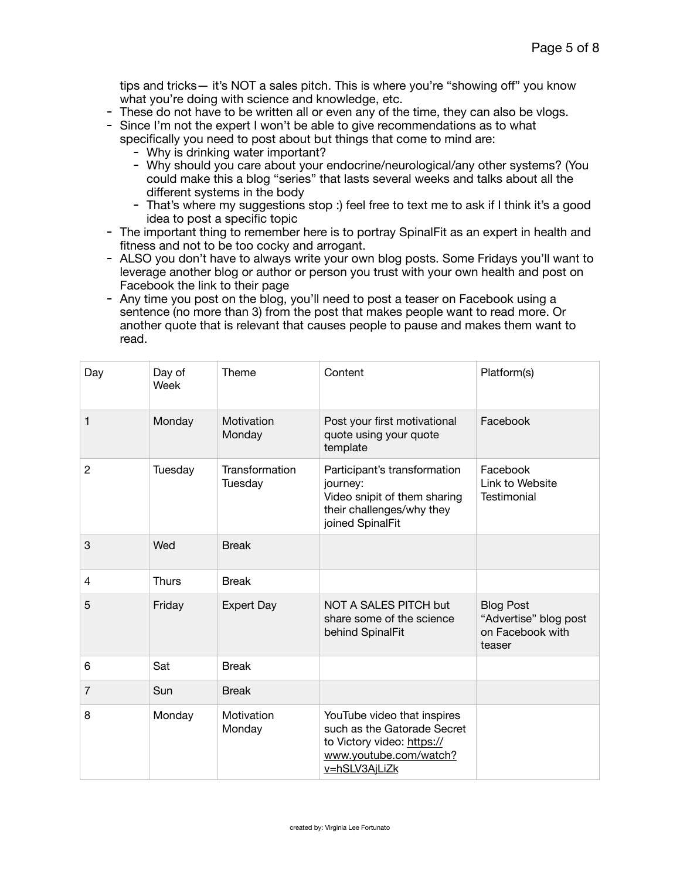tips and tricks— it's NOT a sales pitch. This is where you're "showing off" you know what you're doing with science and knowledge, etc.

- These do not have to be written all or even any of the time, they can also be vlogs.
- Since I'm not the expert I won't be able to give recommendations as to what specifically you need to post about but things that come to mind are:
  - Why is drinking water important?
  - Why should you care about your endocrine/neurological/any other systems? (You could make this a blog "series" that lasts several weeks and talks about all the different systems in the body
  - That's where my suggestions stop :) feel free to text me to ask if I think it's a good idea to post a specific topic
- The important thing to remember here is to portray SpinalFit as an expert in health and fitness and not to be too cocky and arrogant.
- ALSO you don't have to always write your own blog posts. Some Fridays you'll want to leverage another blog or author or person you trust with your own health and post on Facebook the link to their page
- Any time you post on the blog, you'll need to post a teaser on Facebook using a sentence (no more than 3) from the post that makes people want to read more. Or another quote that is relevant that causes people to pause and makes them want to read.

| Day | Day of Week | Theme | Content | Platform(s) |
|---|---|---|---|---|
| 1 | Monday | Motivation Monday | Post your first motivational quote using your quote template | Facebook |
| 2 | Tuesday | Transformation Tuesday | Participant's transformation journey: Video snipit of them sharing their challenges/why they joined SpinalFit | Facebook Link to Website Testimonial |
| 3 | Wed | Break | | |
| 4 | Thurs | Break | | |
| 5 | Friday | Expert Day | NOT A SALES PITCH but share some of the science behind SpinalFit | Blog Post "Advertise" blog post on Facebook with teaser |
| 6 | Sat | Break | | |
| 7 | Sun | Break | | |
| 8 | Monday | Motivation Monday | YouTube video that inspires such as the Gatorade Secret to Victory video: https://www.youtube.com/watch?v=hSLV3AjLiZk | |

created by: Virginia Lee Fortunato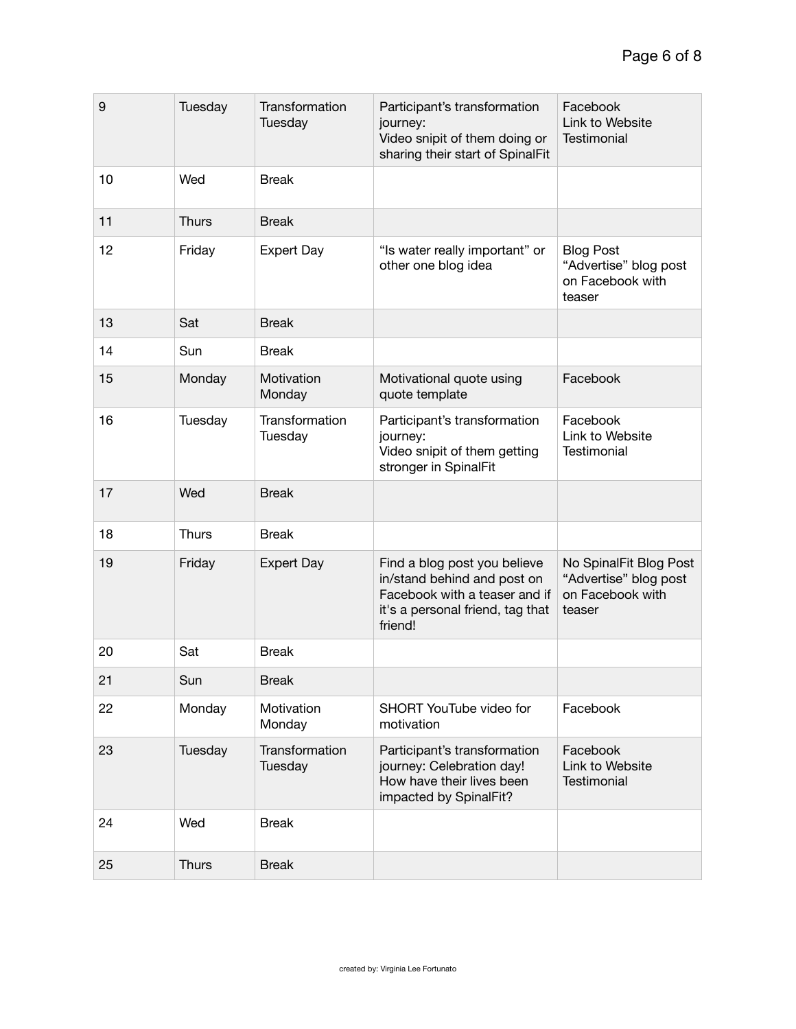| | | | | |
|---|---|---|---|---|
| 9 | Tuesday | Transformation Tuesday | Participant's transformation journey:<br>Video snipit of them doing or sharing their start of SpinalFit | Facebook<br>Link to Website<br>Testimonial |
| 10 | Wed | Break | | |
| 11 | Thurs | Break | | |
| 12 | Friday | Expert Day | "Is water really important" or other one blog idea | Blog Post<br>"Advertise" blog post on Facebook with teaser |
| 13 | Sat | Break | | |
| 14 | Sun | Break | | |
| 15 | Monday | Motivation Monday | Motivational quote using quote template | Facebook |
| 16 | Tuesday | Transformation Tuesday | Participant's transformation journey:<br>Video snipit of them getting stronger in SpinalFit | Facebook<br>Link to Website<br>Testimonial |
| 17 | Wed | Break | | |
| 18 | Thurs | Break | | |
| 19 | Friday | Expert Day | Find a blog post you believe in/stand behind and post on Facebook with a teaser and if it's a personal friend, tag that friend! | No SpinalFit Blog Post<br>"Advertise" blog post on Facebook with teaser |
| 20 | Sat | Break | | |
| 21 | Sun | Break | | |
| 22 | Monday | Motivation Monday | SHORT YouTube video for motivation | Facebook |
| 23 | Tuesday | Transformation Tuesday | Participant's transformation journey: Celebration day!<br>How have their lives been impacted by SpinalFit? | Facebook<br>Link to Website<br>Testimonial |
| 24 | Wed | Break | | |
| 25 | Thurs | Break | | |

created by: Virginia Lee Fortunato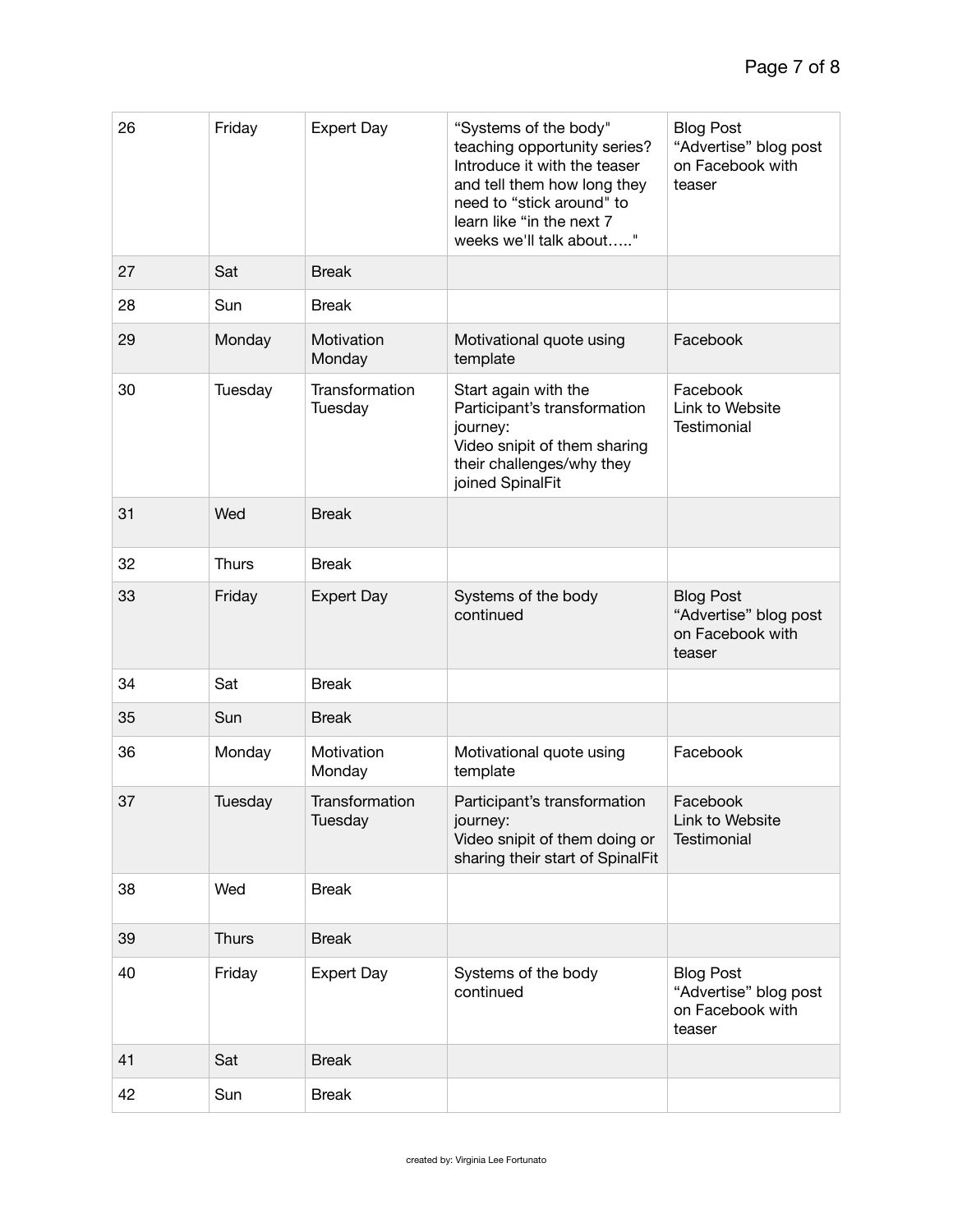| | | | | |
|---|---|---|---|---|
| 26 | Friday | Expert Day | “Systems of the body" teaching opportunity series? Introduce it with the teaser and tell them how long they need to “stick around" to learn like “in the next 7 weeks we'll talk about….." | Blog Post<br>“Advertise” blog post on Facebook with teaser |
| 27 | Sat | Break | | |
| 28 | Sun | Break | | |
| 29 | Monday | Motivation Monday | Motivational quote using template | Facebook |
| 30 | Tuesday | Transformation Tuesday | Start again with the Participant’s transformation journey:<br>Video snipit of them sharing their challenges/why they joined SpinalFit | Facebook<br>Link to Website Testimonial |
| 31 | Wed | Break | | |
| 32 | Thurs | Break | | |
| 33 | Friday | Expert Day | Systems of the body continued | Blog Post<br>“Advertise” blog post on Facebook with teaser |
| 34 | Sat | Break | | |
| 35 | Sun | Break | | |
| 36 | Monday | Motivation Monday | Motivational quote using template | Facebook |
| 37 | Tuesday | Transformation Tuesday | Participant’s transformation journey:<br>Video snipit of them doing or sharing their start of SpinalFit | Facebook<br>Link to Website Testimonial |
| 38 | Wed | Break | | |
| 39 | Thurs | Break | | |
| 40 | Friday | Expert Day | Systems of the body continued | Blog Post<br>“Advertise” blog post on Facebook with teaser |
| 41 | Sat | Break | | |
| 42 | Sun | Break | | |

created by: Virginia Lee Fortunato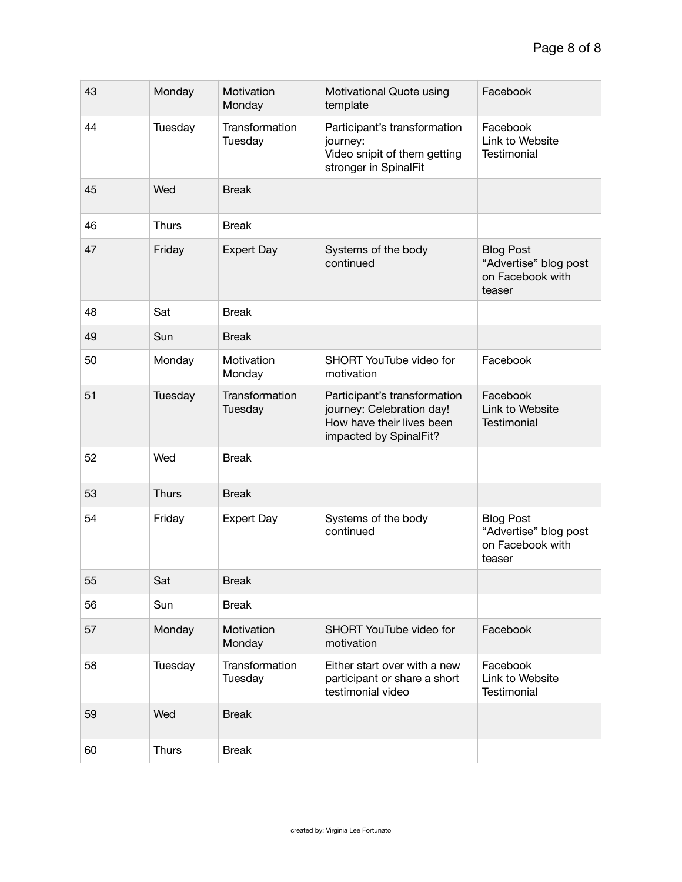| | | | | |
|---|---|---|---|---|
| 43 | Monday | Motivation Monday | Motivational Quote using template | Facebook |
| 44 | Tuesday | Transformation Tuesday | Participant's transformation journey:<br>Video snipit of them getting stronger in SpinalFit | Facebook<br>Link to Website<br>Testimonial |
| 45 | Wed | Break | | |
| 46 | Thurs | Break | | |
| 47 | Friday | Expert Day | Systems of the body continued | Blog Post<br>"Advertise" blog post on Facebook with teaser |
| 48 | Sat | Break | | |
| 49 | Sun | Break | | |
| 50 | Monday | Motivation Monday | SHORT YouTube video for motivation | Facebook |
| 51 | Tuesday | Transformation Tuesday | Participant's transformation journey: Celebration day! How have their lives been impacted by SpinalFit? | Facebook<br>Link to Website<br>Testimonial |
| 52 | Wed | Break | | |
| 53 | Thurs | Break | | |
| 54 | Friday | Expert Day | Systems of the body continued | Blog Post<br>"Advertise" blog post on Facebook with teaser |
| 55 | Sat | Break | | |
| 56 | Sun | Break | | |
| 57 | Monday | Motivation Monday | SHORT YouTube video for motivation | Facebook |
| 58 | Tuesday | Transformation Tuesday | Either start over with a new participant or share a short testimonial video | Facebook<br>Link to Website<br>Testimonial |
| 59 | Wed | Break | | |
| 60 | Thurs | Break | | |

created by: Virginia Lee Fortunato